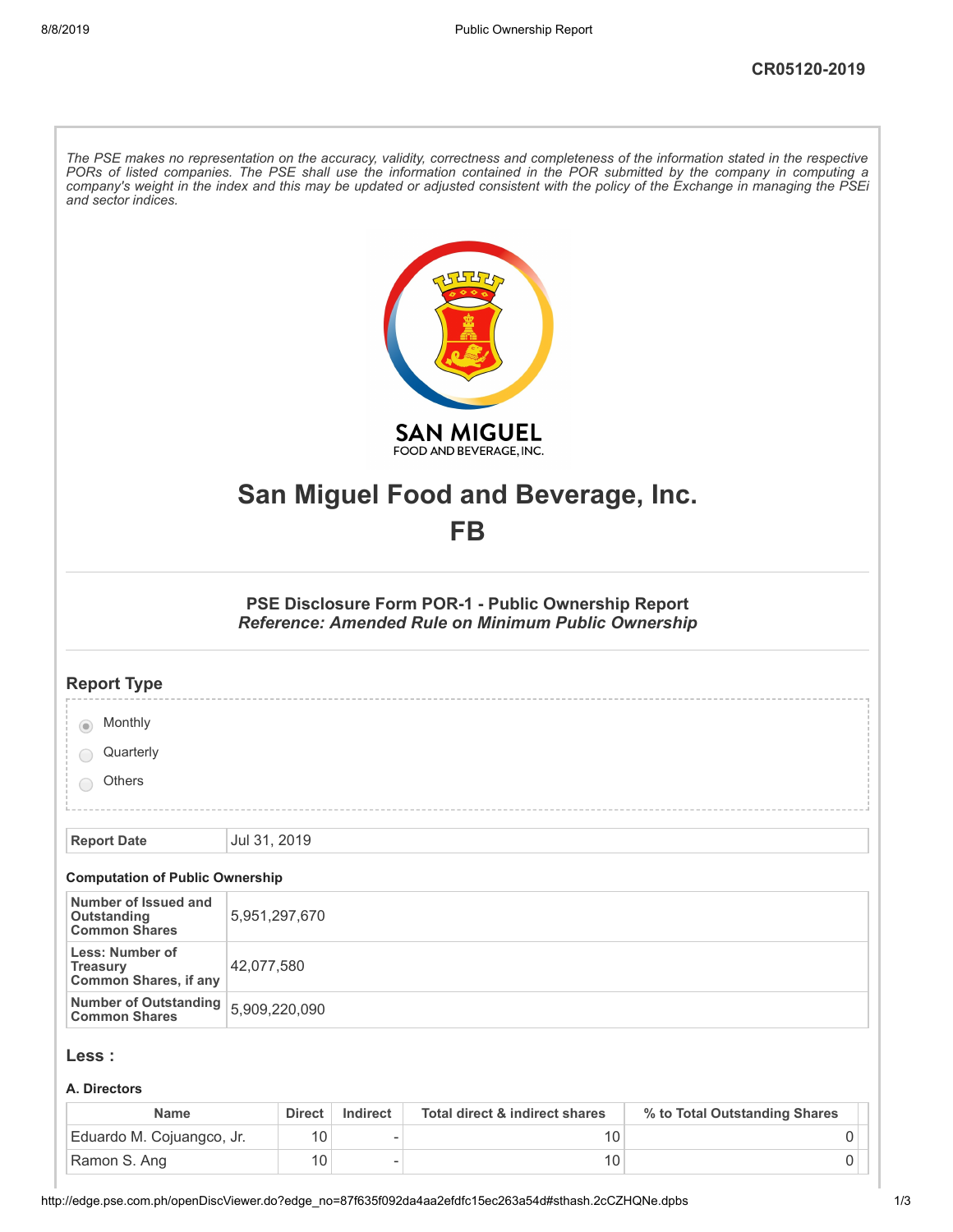CR05120-2019

*The PSE makes no representation on the accuracy, validity, correctness and completeness of the information stated in the respective PORs of listed companies. The PSE shall use the information contained in the POR submitted by the company in computing a company's weight in the index and this may be updated or adjusted consistent with the policy of the Exchange in managing the PSEi and sector indices.*

# San Miguel Food and Beverage, Inc.
# FB

### PSE Disclosure Form POR-1 - Public Ownership Report
### *Reference: Amended Rule on Minimum Public Ownership*

## Report Type

- (•) Monthly
- ( ) Quarterly
- ( ) Others

| Report Date | Jul 31, 2019 |
|---|---|

### Computation of Public Ownership

| | |
|---|---|
| Number of Issued and Outstanding Common Shares | 5,951,297,670 |
| Less: Number of Treasury Common Shares, if any | 42,077,580 |
| Number of Outstanding Common Shares | 5,909,220,090 |

## Less :

### A. Directors

| Name | Direct | Indirect | Total direct & indirect shares | % to Total Outstanding Shares |
|---|---|---|---|---|
| Eduardo M. Cojuangco, Jr. | 10 | - | 10 | 0 |
| Ramon S. Ang | 10 | - | 10 | 0 |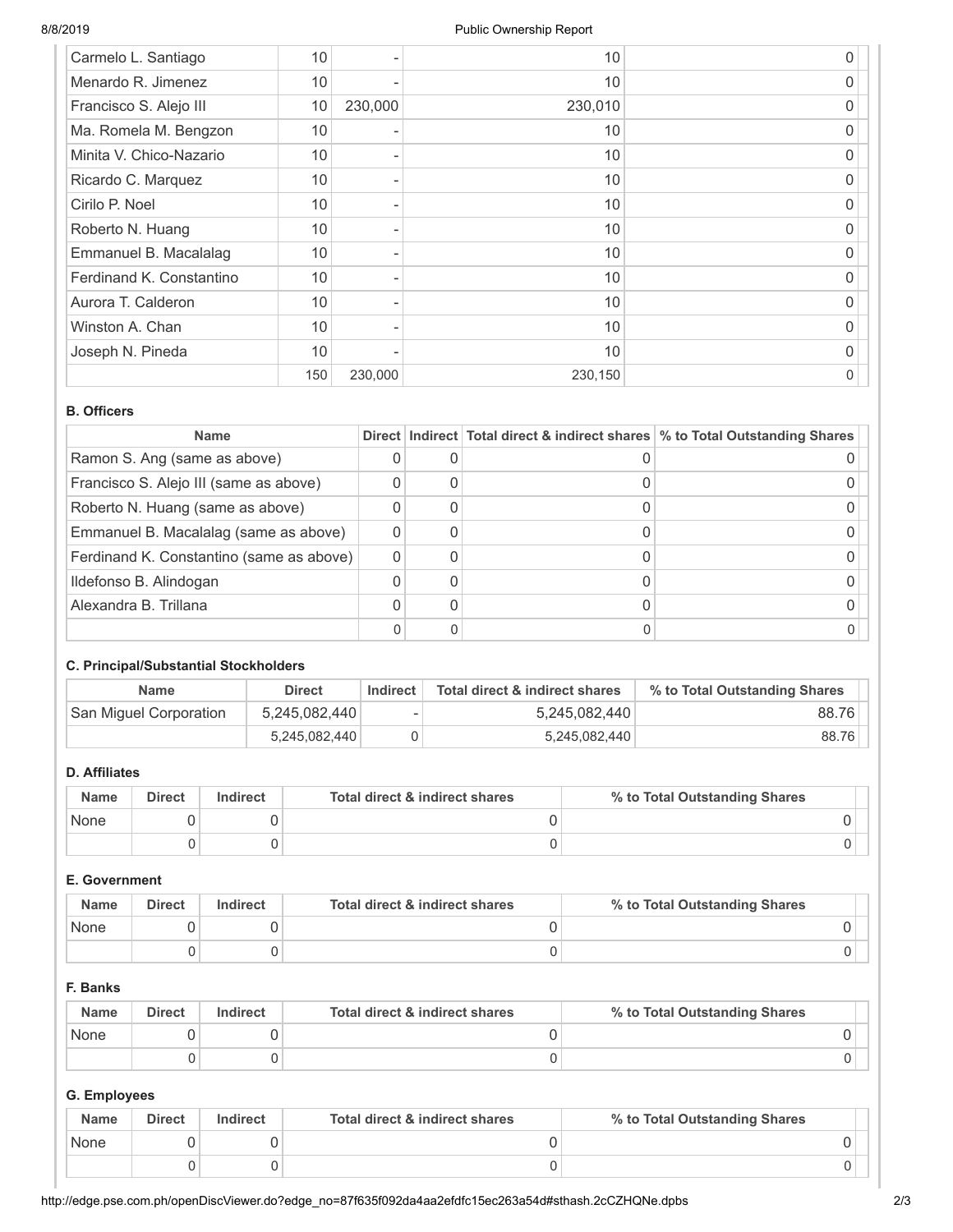| | | | | |
|---|---|---|---|---|
| Carmelo L. Santiago | 10 | - | 10 | 0 |
| Menardo R. Jimenez | 10 | - | 10 | 0 |
| Francisco S. Alejo III | 10 | 230,000 | 230,010 | 0 |
| Ma. Romela M. Bengzon | 10 | - | 10 | 0 |
| Minita V. Chico-Nazario | 10 | - | 10 | 0 |
| Ricardo C. Marquez | 10 | - | 10 | 0 |
| Cirilo P. Noel | 10 | - | 10 | 0 |
| Roberto N. Huang | 10 | - | 10 | 0 |
| Emmanuel B. Macalalag | 10 | - | 10 | 0 |
| Ferdinand K. Constantino | 10 | - | 10 | 0 |
| Aurora T. Calderon | 10 | - | 10 | 0 |
| Winston A. Chan | 10 | - | 10 | 0 |
| Joseph N. Pineda | 10 | - | 10 | 0 |
| | 150 | 230,000 | 230,150 | 0 |

**B. Officers**

| Name | Direct | Indirect | Total direct & indirect shares | % to Total Outstanding Shares |
|---|---|---|---|---|
| Ramon S. Ang (same as above) | 0 | 0 | 0 | 0 |
| Francisco S. Alejo III (same as above) | 0 | 0 | 0 | 0 |
| Roberto N. Huang (same as above) | 0 | 0 | 0 | 0 |
| Emmanuel B. Macalalag (same as above) | 0 | 0 | 0 | 0 |
| Ferdinand K. Constantino (same as above) | 0 | 0 | 0 | 0 |
| Ildefonso B. Alindogan | 0 | 0 | 0 | 0 |
| Alexandra B. Trillana | 0 | 0 | 0 | 0 |
| | 0 | 0 | 0 | 0 |

**C. Principal/Substantial Stockholders**

| Name | Direct | Indirect | Total direct & indirect shares | % to Total Outstanding Shares |
|---|---|---|---|---|
| San Miguel Corporation | 5,245,082,440 | - | 5,245,082,440 | 88.76 |
| | 5,245,082,440 | 0 | 5,245,082,440 | 88.76 |

**D. Affiliates**

| Name | Direct | Indirect | Total direct & indirect shares | % to Total Outstanding Shares |
|---|---|---|---|---|
| None | 0 | 0 | 0 | 0 |
| | 0 | 0 | 0 | 0 |

**E. Government**

| Name | Direct | Indirect | Total direct & indirect shares | % to Total Outstanding Shares |
|---|---|---|---|---|
| None | 0 | 0 | 0 | 0 |
| | 0 | 0 | 0 | 0 |

**F. Banks**

| Name | Direct | Indirect | Total direct & indirect shares | % to Total Outstanding Shares |
|---|---|---|---|---|
| None | 0 | 0 | 0 | 0 |
| | 0 | 0 | 0 | 0 |

**G. Employees**

| Name | Direct | Indirect | Total direct & indirect shares | % to Total Outstanding Shares |
|---|---|---|---|---|
| None | 0 | 0 | 0 | 0 |
| | 0 | 0 | 0 | 0 |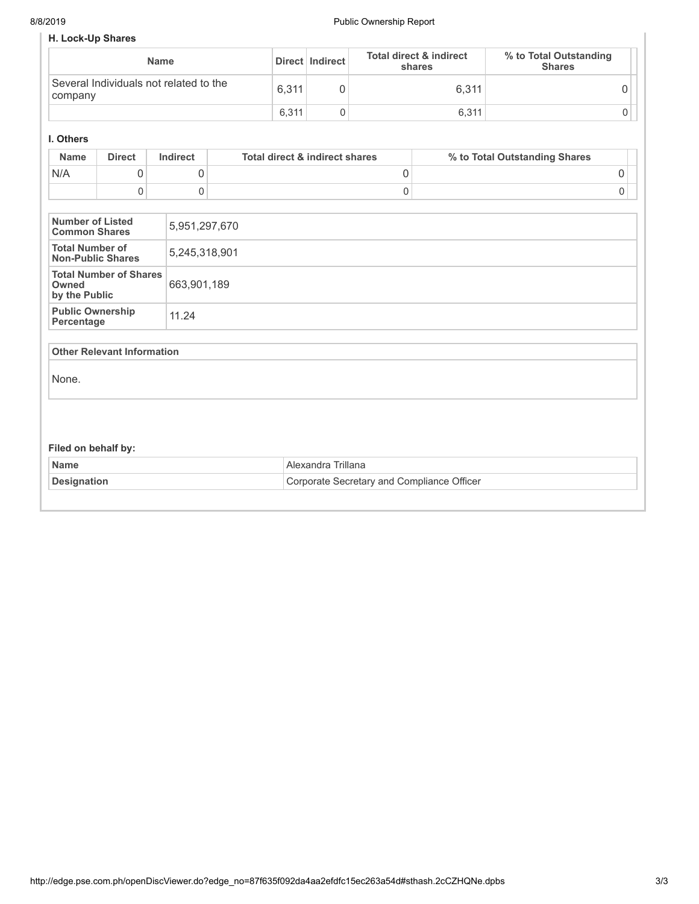### H. Lock-Up Shares

| Name | Direct | Indirect | Total direct & indirect shares | % to Total Outstanding Shares |
|---|---|---|---|---|
| Several Individuals not related to the company | 6,311 | 0 | 6,311 | 0 |
| | 6,311 | 0 | 6,311 | 0 |

### I. Others

| Name | Direct | Indirect | Total direct & indirect shares | % to Total Outstanding Shares |
|---|---|---|---|---|
| N/A | 0 | 0 | 0 | 0 |
| | 0 | 0 | 0 | 0 |

| | |
|---|---|
| **Number of Listed Common Shares** | 5,951,297,670 |
| **Total Number of Non-Public Shares** | 5,245,318,901 |
| **Total Number of Shares Owned by the Public** | 663,901,189 |
| **Public Ownership Percentage** | 11.24 |

**Other Relevant Information**

None.

**Filed on behalf by:**

| | |
|---|---|
| **Name** | Alexandra Trillana |
| **Designation** | Corporate Secretary and Compliance Officer |